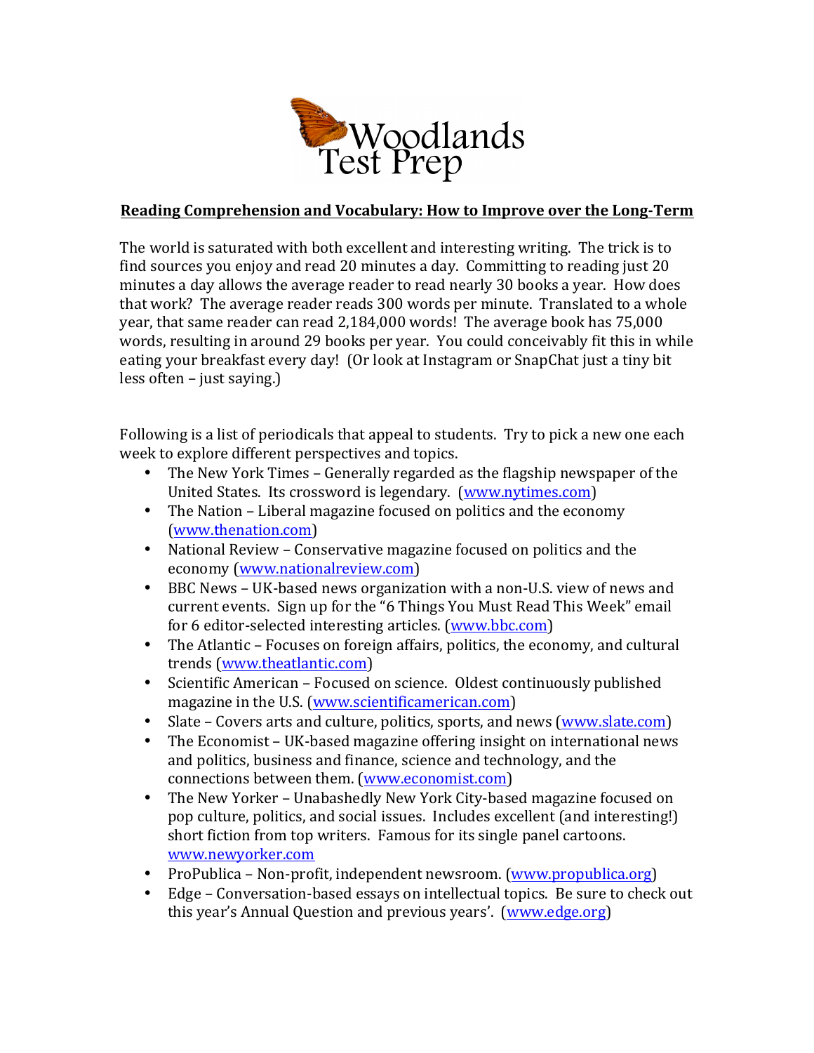Woodlands Test Prep

## Reading Comprehension and Vocabulary: How to Improve over the Long-Term

The world is saturated with both excellent and interesting writing. The trick is to find sources you enjoy and read 20 minutes a day. Committing to reading just 20 minutes a day allows the average reader to read nearly 30 books a year. How does that work? The average reader reads 300 words per minute. Translated to a whole year, that same reader can read 2,184,000 words! The average book has 75,000 words, resulting in around 29 books per year. You could conceivably fit this in while eating your breakfast every day! (Or look at Instagram or SnapChat just a tiny bit less often – just saying.)

Following is a list of periodicals that appeal to students. Try to pick a new one each week to explore different perspectives and topics.

- The New York Times – Generally regarded as the flagship newspaper of the United States. Its crossword is legendary. (www.nytimes.com)
- The Nation – Liberal magazine focused on politics and the economy (www.thenation.com)
- National Review – Conservative magazine focused on politics and the economy (www.nationalreview.com)
- BBC News – UK-based news organization with a non-U.S. view of news and current events. Sign up for the "6 Things You Must Read This Week" email for 6 editor-selected interesting articles. (www.bbc.com)
- The Atlantic – Focuses on foreign affairs, politics, the economy, and cultural trends (www.theatlantic.com)
- Scientific American – Focused on science. Oldest continuously published magazine in the U.S. (www.scientificamerican.com)
- Slate – Covers arts and culture, politics, sports, and news (www.slate.com)
- The Economist – UK-based magazine offering insight on international news and politics, business and finance, science and technology, and the connections between them. (www.economist.com)
- The New Yorker – Unabashedly New York City-based magazine focused on pop culture, politics, and social issues. Includes excellent (and interesting!) short fiction from top writers. Famous for its single panel cartoons. www.newyorker.com
- ProPublica – Non-profit, independent newsroom. (www.propublica.org)
- Edge – Conversation-based essays on intellectual topics. Be sure to check out this year's Annual Question and previous years'. (www.edge.org)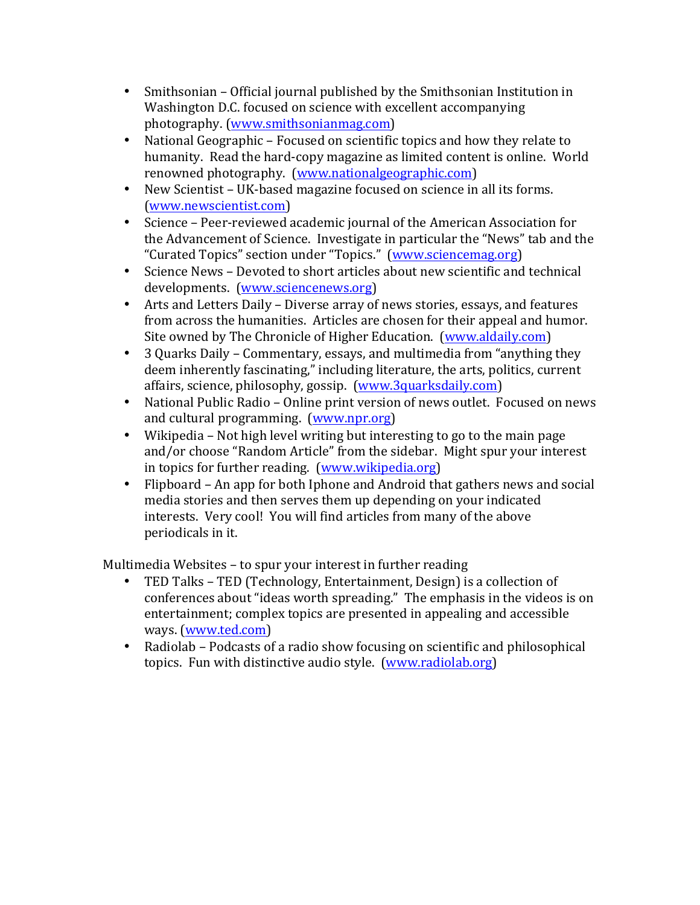- Smithsonian – Official journal published by the Smithsonian Institution in Washington D.C. focused on science with excellent accompanying photography. ([www.smithsonianmag.com](http://www.smithsonianmag.com))
- National Geographic – Focused on scientific topics and how they relate to humanity. Read the hard-copy magazine as limited content is online. World renowned photography. ([www.nationalgeographic.com](http://www.nationalgeographic.com))
- New Scientist – UK-based magazine focused on science in all its forms. ([www.newscientist.com](http://www.newscientist.com))
- Science – Peer-reviewed academic journal of the American Association for the Advancement of Science. Investigate in particular the "News" tab and the "Curated Topics" section under "Topics." ([www.sciencemag.org](http://www.sciencemag.org))
- Science News – Devoted to short articles about new scientific and technical developments. ([www.sciencenews.org](http://www.sciencenews.org))
- Arts and Letters Daily – Diverse array of news stories, essays, and features from across the humanities. Articles are chosen for their appeal and humor. Site owned by The Chronicle of Higher Education. ([www.aldaily.com](http://www.aldaily.com))
- 3 Quarks Daily – Commentary, essays, and multimedia from "anything they deem inherently fascinating," including literature, the arts, politics, current affairs, science, philosophy, gossip. ([www.3quarksdaily.com](http://www.3quarksdaily.com))
- National Public Radio – Online print version of news outlet. Focused on news and cultural programming. ([www.npr.org](http://www.npr.org))
- Wikipedia – Not high level writing but interesting to go to the main page and/or choose "Random Article" from the sidebar. Might spur your interest in topics for further reading. ([www.wikipedia.org](http://www.wikipedia.org))
- Flipboard – An app for both Iphone and Android that gathers news and social media stories and then serves them up depending on your indicated interests. Very cool! You will find articles from many of the above periodicals in it.

Multimedia Websites – to spur your interest in further reading

- TED Talks – TED (Technology, Entertainment, Design) is a collection of conferences about "ideas worth spreading." The emphasis in the videos is on entertainment; complex topics are presented in appealing and accessible ways. ([www.ted.com](http://www.ted.com))
- Radiolab – Podcasts of a radio show focusing on scientific and philosophical topics. Fun with distinctive audio style. ([www.radiolab.org](http://www.radiolab.org))